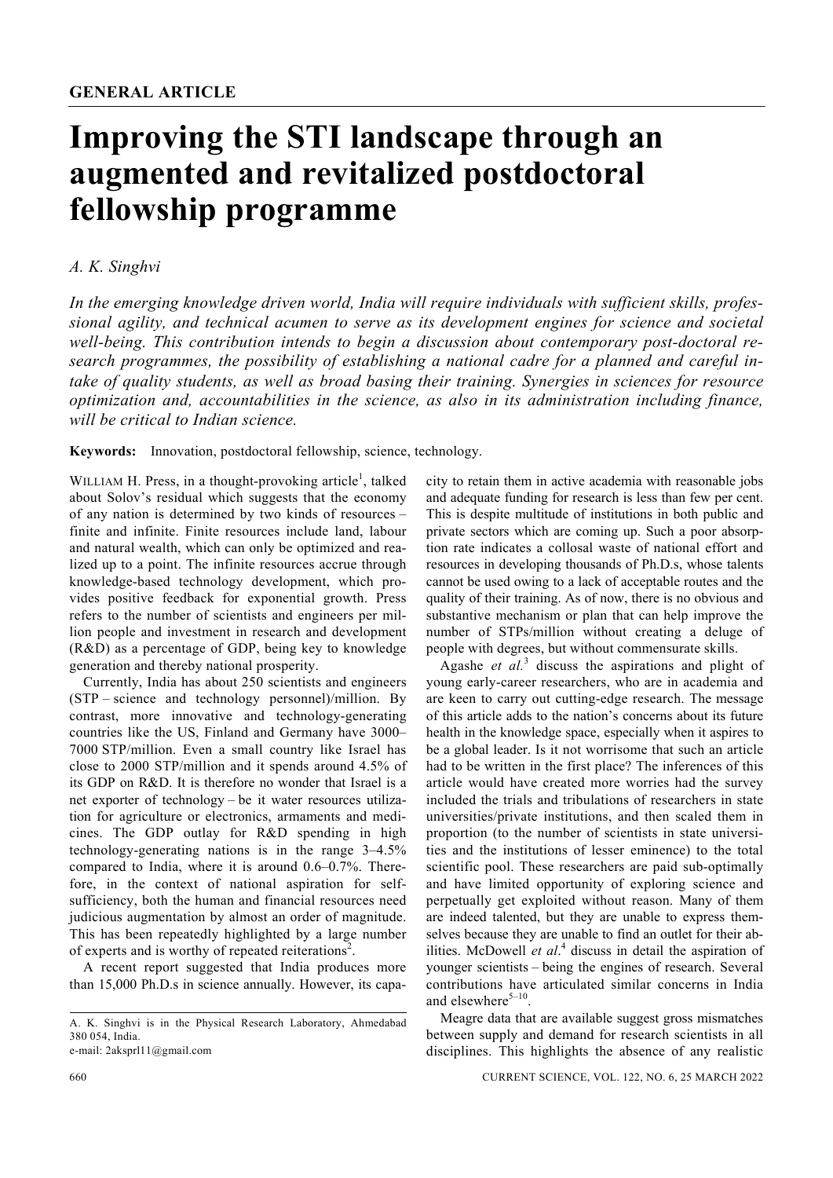**GENERAL ARTICLE**

# Improving the STI landscape through an augmented and revitalized postdoctoral fellowship programme

*A. K. Singhvi*

*In the emerging knowledge driven world, India will require individuals with sufficient skills, professional agility, and technical acumen to serve as its development engines for science and societal well-being. This contribution intends to begin a discussion about contemporary post-doctoral research programmes, the possibility of establishing a national cadre for a planned and careful intake of quality students, as well as broad basing their training. Synergies in sciences for resource optimization and, accountabilities in the science, as also in its administration including finance, will be critical to Indian science.*

**Keywords:** Innovation, postdoctoral fellowship, science, technology.

WILLIAM H. Press, in a thought-provoking article[1], talked about Solov's residual which suggests that the economy of any nation is determined by two kinds of resources – finite and infinite. Finite resources include land, labour and natural wealth, which can only be optimized and realized up to a point. The infinite resources accrue through knowledge-based technology development, which provides positive feedback for exponential growth. Press refers to the number of scientists and engineers per million people and investment in research and development (R&D) as a percentage of GDP, being key to knowledge generation and thereby national prosperity.

Currently, India has about 250 scientists and engineers (STP – science and technology personnel)/million. By contrast, more innovative and technology-generating countries like the US, Finland and Germany have 3000–7000 STP/million. Even a small country like Israel has close to 2000 STP/million and it spends around 4.5% of its GDP on R&D. It is therefore no wonder that Israel is a net exporter of technology – be it water resources utilization for agriculture or electronics, armaments and medicines. The GDP outlay for R&D spending in high technology-generating nations is in the range 3–4.5% compared to India, where it is around 0.6–0.7%. Therefore, in the context of national aspiration for self-sufficiency, both the human and financial resources need judicious augmentation by almost an order of magnitude. This has been repeatedly highlighted by a large number of experts and is worthy of repeated reiterations[2].

A recent report suggested that India produces more than 15,000 Ph.D.s in science annually. However, its capacity to retain them in active academia with reasonable jobs and adequate funding for research is less than few per cent. This is despite multitude of institutions in both public and private sectors which are coming up. Such a poor absorption rate indicates a collosal waste of national effort and resources in developing thousands of Ph.D.s, whose talents cannot be used owing to a lack of acceptable routes and the quality of their training. As of now, there is no obvious and substantive mechanism or plan that can help improve the number of STPs/million without creating a deluge of people with degrees, but without commensurate skills.

Agashe *et al.*[3] discuss the aspirations and plight of young early-career researchers, who are in academia and are keen to carry out cutting-edge research. The message of this article adds to the nation's concerns about its future health in the knowledge space, especially when it aspires to be a global leader. Is it not worrisome that such an article had to be written in the first place? The inferences of this article would have created more worries had the survey included the trials and tribulations of researchers in state universities/private institutions, and then scaled them in proportion (to the number of scientists in state universities and the institutions of lesser eminence) to the total scientific pool. These researchers are paid sub-optimally and have limited opportunity of exploring science and perpetually get exploited without reason. Many of them are indeed talented, but they are unable to express themselves because they are unable to find an outlet for their abilities. McDowell *et al.*[4] discuss in detail the aspiration of younger scientists – being the engines of research. Several contributions have articulated similar concerns in India and elsewhere[5–10].

Meagre data that are available suggest gross mismatches between supply and demand for research scientists in all disciplines. This highlights the absence of any realistic

A. K. Singhvi is in the Physical Research Laboratory, Ahmedabad 380 054, India.
e-mail: 2aksprl11@gmail.com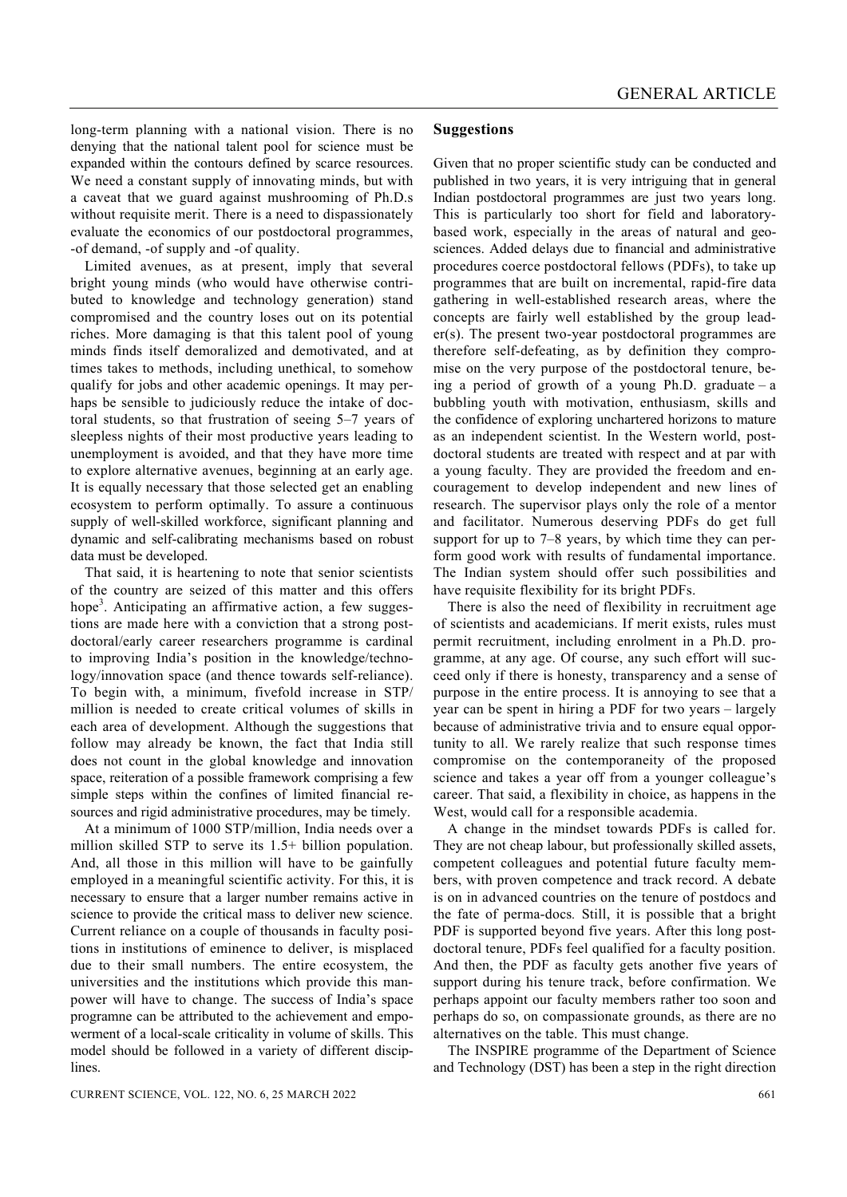long-term planning with a national vision. There is no denying that the national talent pool for science must be expanded within the contours defined by scarce resources. We need a constant supply of innovating minds, but with a caveat that we guard against mushrooming of Ph.D.s without requisite merit. There is a need to dispassionately evaluate the economics of our postdoctoral programmes, -of demand, -of supply and -of quality.

Limited avenues, as at present, imply that several bright young minds (who would have otherwise contributed to knowledge and technology generation) stand compromised and the country loses out on its potential riches. More damaging is that this talent pool of young minds finds itself demoralized and demotivated, and at times takes to methods, including unethical, to somehow qualify for jobs and other academic openings. It may perhaps be sensible to judiciously reduce the intake of doctoral students, so that frustration of seeing 5–7 years of sleepless nights of their most productive years leading to unemployment is avoided, and that they have more time to explore alternative avenues, beginning at an early age. It is equally necessary that those selected get an enabling ecosystem to perform optimally. To assure a continuous supply of well-skilled workforce, significant planning and dynamic and self-calibrating mechanisms based on robust data must be developed.

That said, it is heartening to note that senior scientists of the country are seized of this matter and this offers hope[3]. Anticipating an affirmative action, a few suggestions are made here with a conviction that a strong postdoctoral/early career researchers programme is cardinal to improving India's position in the knowledge/technology/innovation space (and thence towards self-reliance). To begin with, a minimum, fivefold increase in STP/million is needed to create critical volumes of skills in each area of development. Although the suggestions that follow may already be known, the fact that India still does not count in the global knowledge and innovation space, reiteration of a possible framework comprising a few simple steps within the confines of limited financial resources and rigid administrative procedures, may be timely.

At a minimum of 1000 STP/million, India needs over a million skilled STP to serve its 1.5+ billion population. And, all those in this million will have to be gainfully employed in a meaningful scientific activity. For this, it is necessary to ensure that a larger number remains active in science to provide the critical mass to deliver new science. Current reliance on a couple of thousands in faculty positions in institutions of eminence to deliver, is misplaced due to their small numbers. The entire ecosystem, the universities and the institutions which provide this manpower will have to change. The success of India's space programne can be attributed to the achievement and empowerment of a local-scale criticality in volume of skills. This model should be followed in a variety of different discipllines.

## Suggestions

Given that no proper scientific study can be conducted and published in two years, it is very intriguing that in general Indian postdoctoral programmes are just two years long. This is particularly too short for field and laboratory-based work, especially in the areas of natural and geosciences. Added delays due to financial and administrative procedures coerce postdoctoral fellows (PDFs), to take up programmes that are built on incremental, rapid-fire data gathering in well-established research areas, where the concepts are fairly well established by the group leader(s). The present two-year postdoctoral programmes are therefore self-defeating, as by definition they compromise on the very purpose of the postdoctoral tenure, being a period of growth of a young Ph.D. graduate – a bubbling youth with motivation, enthusiasm, skills and the confidence of exploring unchartered horizons to mature as an independent scientist. In the Western world, postdoctoral students are treated with respect and at par with a young faculty. They are provided the freedom and encouragement to develop independent and new lines of research. The supervisor plays only the role of a mentor and facilitator. Numerous deserving PDFs do get full support for up to 7–8 years, by which time they can perform good work with results of fundamental importance. The Indian system should offer such possibilities and have requisite flexibility for its bright PDFs.

There is also the need of flexibility in recruitment age of scientists and academicians. If merit exists, rules must permit recruitment, including enrolment in a Ph.D. programme, at any age. Of course, any such effort will succeed only if there is honesty, transparency and a sense of purpose in the entire process. It is annoying to see that a year can be spent in hiring a PDF for two years – largely because of administrative trivia and to ensure equal opportunity to all. We rarely realize that such response times compromise on the contemporaneity of the proposed science and takes a year off from a younger colleague's career. That said, a flexibility in choice, as happens in the West, would call for a responsible academia.

A change in the mindset towards PDFs is called for. They are not cheap labour, but professionally skilled assets, competent colleagues and potential future faculty members, with proven competence and track record. A debate is on in advanced countries on the tenure of postdocs and the fate of perma-docs*.* Still, it is possible that a bright PDF is supported beyond five years. After this long postdoctoral tenure, PDFs feel qualified for a faculty position. And then, the PDF as faculty gets another five years of support during his tenure track, before confirmation. We perhaps appoint our faculty members rather too soon and perhaps do so, on compassionate grounds, as there are no alternatives on the table. This must change.

The INSPIRE programme of the Department of Science and Technology (DST) has been a step in the right direction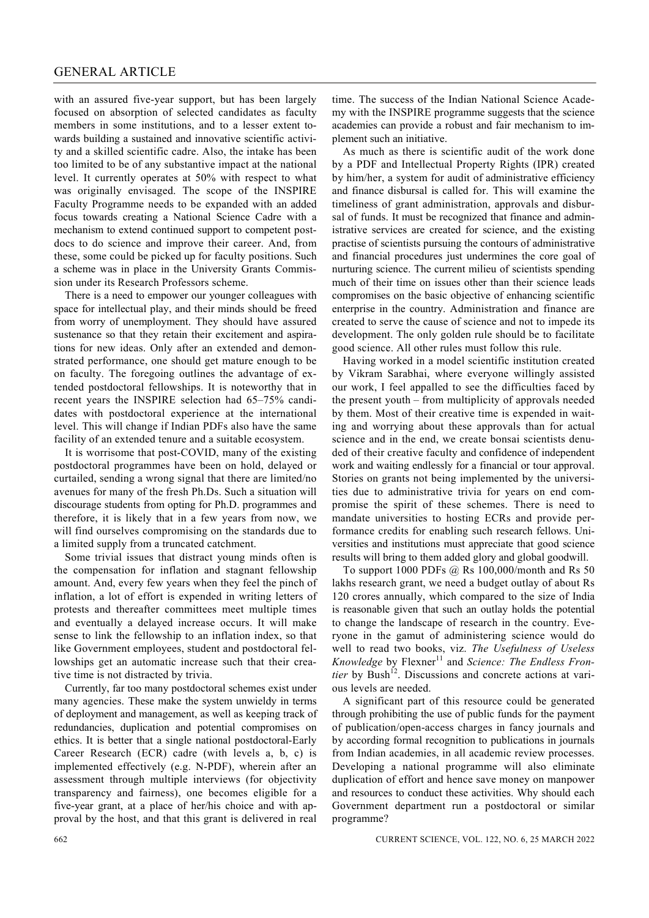with an assured five-year support, but has been largely focused on absorption of selected candidates as faculty members in some institutions, and to a lesser extent towards building a sustained and innovative scientific activity and a skilled scientific cadre. Also, the intake has been too limited to be of any substantive impact at the national level. It currently operates at 50% with respect to what was originally envisaged. The scope of the INSPIRE Faculty Programme needs to be expanded with an added focus towards creating a National Science Cadre with a mechanism to extend continued support to competent postdocs to do science and improve their career. And, from these, some could be picked up for faculty positions. Such a scheme was in place in the University Grants Commission under its Research Professors scheme.

There is a need to empower our younger colleagues with space for intellectual play, and their minds should be freed from worry of unemployment. They should have assured sustenance so that they retain their excitement and aspirations for new ideas. Only after an extended and demonstrated performance, one should get mature enough to be on faculty. The foregoing outlines the advantage of extended postdoctoral fellowships. It is noteworthy that in recent years the INSPIRE selection had 65–75% candidates with postdoctoral experience at the international level. This will change if Indian PDFs also have the same facility of an extended tenure and a suitable ecosystem.

It is worrisome that post-COVID, many of the existing postdoctoral programmes have been on hold, delayed or curtailed, sending a wrong signal that there are limited/no avenues for many of the fresh Ph.Ds. Such a situation will discourage students from opting for Ph.D. programmes and therefore, it is likely that in a few years from now, we will find ourselves compromising on the standards due to a limited supply from a truncated catchment.

Some trivial issues that distract young minds often is the compensation for inflation and stagnant fellowship amount. And, every few years when they feel the pinch of inflation, a lot of effort is expended in writing letters of protests and thereafter committees meet multiple times and eventually a delayed increase occurs. It will make sense to link the fellowship to an inflation index, so that like Government employees, student and postdoctoral fellowships get an automatic increase such that their creative time is not distracted by trivia.

Currently, far too many postdoctoral schemes exist under many agencies. These make the system unwieldy in terms of deployment and management, as well as keeping track of redundancies, duplication and potential compromises on ethics. It is better that a single national postdoctoral-Early Career Research (ECR) cadre (with levels a, b, c) is implemented effectively (e.g. N-PDF), wherein after an assessment through multiple interviews (for objectivity transparency and fairness), one becomes eligible for a five-year grant, at a place of her/his choice and with approval by the host, and that this grant is delivered in real time. The success of the Indian National Science Academy with the INSPIRE programme suggests that the science academies can provide a robust and fair mechanism to implement such an initiative.

As much as there is scientific audit of the work done by a PDF and Intellectual Property Rights (IPR) created by him/her, a system for audit of administrative efficiency and finance disbursal is called for. This will examine the timeliness of grant administration, approvals and disbursal of funds. It must be recognized that finance and administrative services are created for science, and the existing practise of scientists pursuing the contours of administrative and financial procedures just undermines the core goal of nurturing science. The current milieu of scientists spending much of their time on issues other than their science leads compromises on the basic objective of enhancing scientific enterprise in the country. Administration and finance are created to serve the cause of science and not to impede its development. The only golden rule should be to facilitate good science. All other rules must follow this rule.

Having worked in a model scientific institution created by Vikram Sarabhai, where everyone willingly assisted our work, I feel appalled to see the difficulties faced by the present youth – from multiplicity of approvals needed by them. Most of their creative time is expended in waiting and worrying about these approvals than for actual science and in the end, we create bonsai scientists denuded of their creative faculty and confidence of independent work and waiting endlessly for a financial or tour approval. Stories on grants not being implemented by the universities due to administrative trivia for years on end compromise the spirit of these schemes. There is need to mandate universities to hosting ECRs and provide performance credits for enabling such research fellows. Universities and institutions must appreciate that good science results will bring to them added glory and global goodwill.

To support 1000 PDFs @ Rs 100,000/month and Rs 50 lakhs research grant, we need a budget outlay of about Rs 120 crores annually, which compared to the size of India is reasonable given that such an outlay holds the potential to change the landscape of research in the country. Everyone in the gamut of administering science would do well to read two books, viz. *The Usefulness of Useless Knowledge* by Flexner[11] and *Science: The Endless Frontier* by Bush[12]. Discussions and concrete actions at various levels are needed.

A significant part of this resource could be generated through prohibiting the use of public funds for the payment of publication/open-access charges in fancy journals and by according formal recognition to publications in journals from Indian academies, in all academic review processes. Developing a national programme will also eliminate duplication of effort and hence save money on manpower and resources to conduct these activities. Why should each Government department run a postdoctoral or similar programme?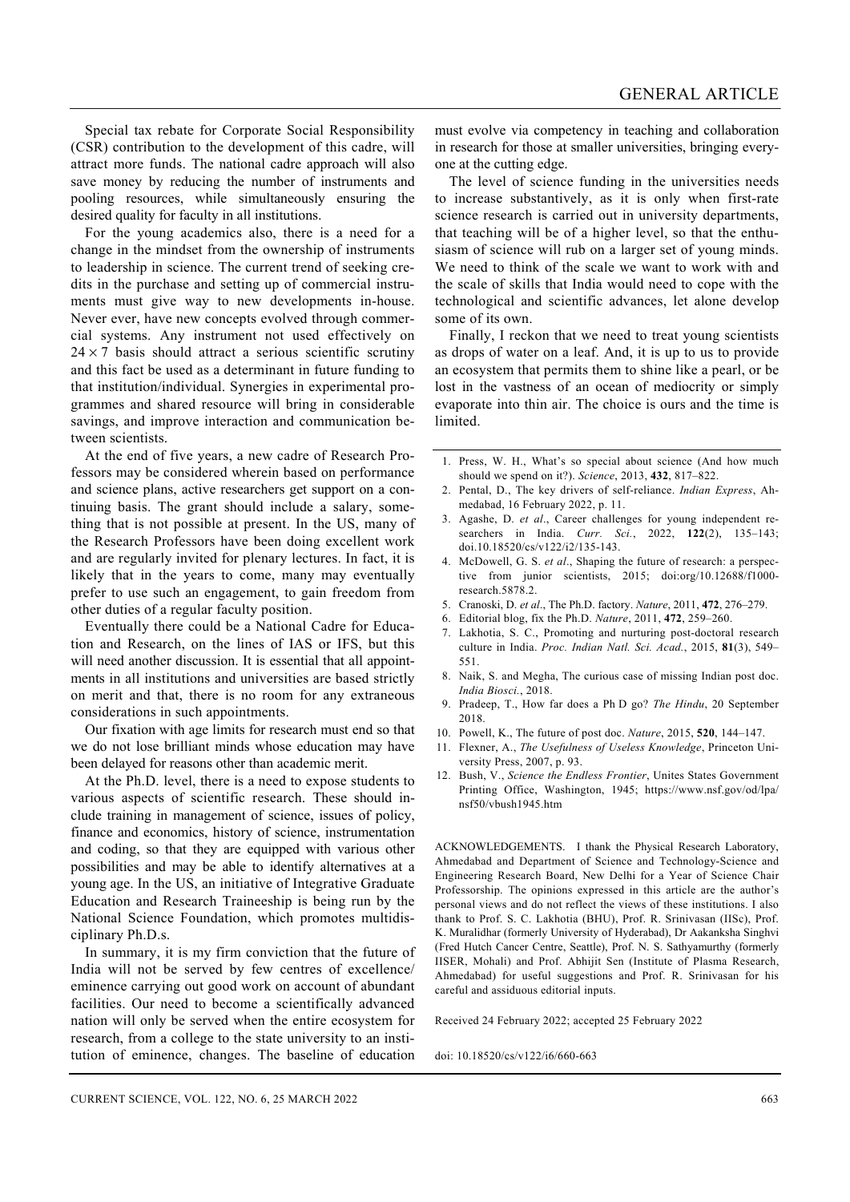Special tax rebate for Corporate Social Responsibility (CSR) contribution to the development of this cadre, will attract more funds. The national cadre approach will also save money by reducing the number of instruments and pooling resources, while simultaneously ensuring the desired quality for faculty in all institutions.

For the young academics also, there is a need for a change in the mindset from the ownership of instruments to leadership in science. The current trend of seeking credits in the purchase and setting up of commercial instruments must give way to new developments in-house. Never ever, have new concepts evolved through commercial systems. Any instrument not used effectively on $24 \times 7$ basis should attract a serious scientific scrutiny and this fact be used as a determinant in future funding to that institution/individual. Synergies in experimental programmes and shared resource will bring in considerable savings, and improve interaction and communication between scientists.

At the end of five years, a new cadre of Research Professors may be considered wherein based on performance and science plans, active researchers get support on a continuing basis. The grant should include a salary, something that is not possible at present. In the US, many of the Research Professors have been doing excellent work and are regularly invited for plenary lectures. In fact, it is likely that in the years to come, many may eventually prefer to use such an engagement, to gain freedom from other duties of a regular faculty position.

Eventually there could be a National Cadre for Education and Research, on the lines of IAS or IFS, but this will need another discussion. It is essential that all appointments in all institutions and universities are based strictly on merit and that, there is no room for any extraneous considerations in such appointments.

Our fixation with age limits for research must end so that we do not lose brilliant minds whose education may have been delayed for reasons other than academic merit.

At the Ph.D. level, there is a need to expose students to various aspects of scientific research. These should include training in management of science, issues of policy, finance and economics, history of science, instrumentation and coding, so that they are equipped with various other possibilities and may be able to identify alternatives at a young age. In the US, an initiative of Integrative Graduate Education and Research Traineeship is being run by the National Science Foundation, which promotes multidisciplinary Ph.D.s.

In summary, it is my firm conviction that the future of India will not be served by few centres of excellence/eminence carrying out good work on account of abundant facilities. Our need to become a scientifically advanced nation will only be served when the entire ecosystem for research, from a college to the state university to an institution of eminence, changes. The baseline of education must evolve via competency in teaching and collaboration in research for those at smaller universities, bringing everyone at the cutting edge.

The level of science funding in the universities needs to increase substantively, as it is only when first-rate science research is carried out in university departments, that teaching will be of a higher level, so that the enthusiasm of science will rub on a larger set of young minds. We need to think of the scale we want to work with and the scale of skills that India would need to cope with the technological and scientific advances, let alone develop some of its own.

Finally, I reckon that we need to treat young scientists as drops of water on a leaf. And, it is up to us to provide an ecosystem that permits them to shine like a pearl, or be lost in the vastness of an ocean of mediocrity or simply evaporate into thin air. The choice is ours and the time is limited.

1. Press, W. H., What's so special about science (And how much should we spend on it?). *Science*, 2013, **432**, 817–822.
2. Pental, D., The key drivers of self-reliance. *Indian Express*, Ahmedabad, 16 February 2022, p. 11.
3. Agashe, D. *et al*., Career challenges for young independent researchers in India. *Curr. Sci.*, 2022, **122**(2), 135–143; doi.10.18520/cs/v122/i2/135-143.
4. McDowell, G. S. *et al*., Shaping the future of research: a perspective from junior scientists, 2015; doi:org/10.12688/f1000-research.5878.2.
5. Cranoski, D. *et al*., The Ph.D. factory. *Nature*, 2011, **472**, 276–279.
6. Editorial blog, fix the Ph.D. *Nature*, 2011, **472**, 259–260.
7. Lakhotia, S. C., Promoting and nurturing post-doctoral research culture in India. *Proc. Indian Natl. Sci. Acad.*, 2015, **81**(3), 549–551.
8. Naik, S. and Megha, The curious case of missing Indian post doc. *India Biosci.*, 2018.
9. Pradeep, T., How far does a Ph D go? *The Hindu*, 20 September 2018.
10. Powell, K., The future of post doc. *Nature*, 2015, **520**, 144–147.
11. Flexner, A., *The Usefulness of Useless Knowledge*, Princeton University Press, 2007, p. 93.
12. Bush, V., *Science the Endless Frontier*, Unites States Government Printing Office, Washington, 1945; https://www.nsf.gov/od/lpa/nsf50/vbush1945.htm

ACKNOWLEDGEMENTS. I thank the Physical Research Laboratory, Ahmedabad and Department of Science and Technology-Science and Engineering Research Board, New Delhi for a Year of Science Chair Professorship. The opinions expressed in this article are the author's personal views and do not reflect the views of these institutions. I also thank to Prof. S. C. Lakhotia (BHU), Prof. R. Srinivasan (IISc), Prof. K. Muralidhar (formerly University of Hyderabad), Dr Aakanksha Singhvi (Fred Hutch Cancer Centre, Seattle), Prof. N. S. Sathyamurthy (formerly IISER, Mohali) and Prof. Abhijit Sen (Institute of Plasma Research, Ahmedabad) for useful suggestions and Prof. R. Srinivasan for his careful and assiduous editorial inputs.

Received 24 February 2022; accepted 25 February 2022

doi: 10.18520/cs/v122/i6/660-663